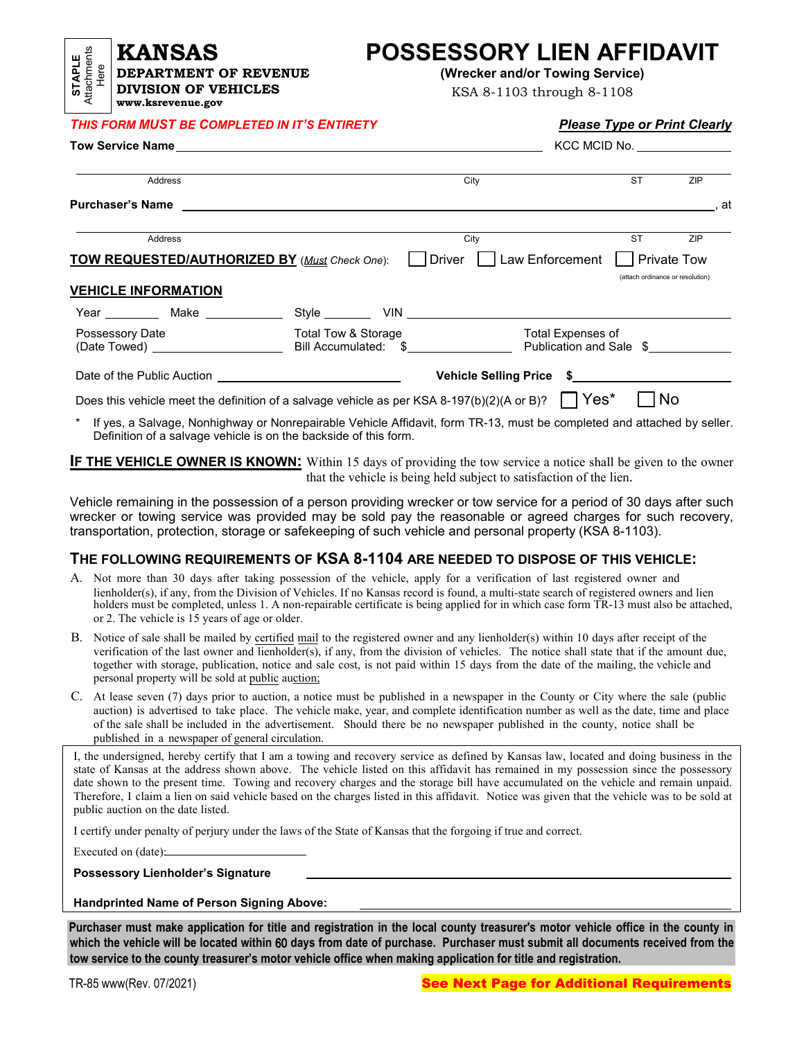STAPLE Attachments Here

# KANSAS

**DEPARTMENT OF REVENUE**
**DIVISION OF VEHICLES**
**www.ksrevenue.gov**

# POSSESSORY LIEN AFFIDAVIT

**(Wrecker and/or Towing Service)**

KSA 8-1103 through 8-1108

***THIS FORM MUST BE COMPLETED IN IT'S ENTIRETY*** ***Please Type or Print Clearly***

**Tow Service Name** ____________________ KCC MCID No. __________

Address ____________ City ____________ ST ____ ZIP ____

**Purchaser's Name** ____________________, at

Address ____________ City ____________ ST ____ ZIP ____

**TOW REQUESTED/AUTHORIZED BY** (*Must Check One*): ☐ Driver ☐ Law Enforcement ☐ Private Tow (attach ordinance or resolution)

**VEHICLE INFORMATION**

Year ________ Make ____________ Style ________ VIN ____________________

Possessory Date (Date Towed) ____________ Total Tow & Storage Bill Accumulated: $__________ Total Expenses of Publication and Sale $__________

Date of the Public Auction ____________ **Vehicle Selling Price $**__________

Does this vehicle meet the definition of a salvage vehicle as per KSA 8-197(b)(2)(A or B)? ☐ Yes* ☐ No

\* If yes, a Salvage, Nonhighway or Nonrepairable Vehicle Affidavit, form TR-13, must be completed and attached by seller. Definition of a salvage vehicle is on the backside of this form.

**IF THE VEHICLE OWNER IS KNOWN:** Within 15 days of providing the tow service a notice shall be given to the owner that the vehicle is being held subject to satisfaction of the lien.

Vehicle remaining in the possession of a person providing wrecker or tow service for a period of 30 days after such wrecker or towing service was provided may be sold pay the reasonable or agreed charges for such recovery, transportation, protection, storage or safekeeping of such vehicle and personal property (KSA 8-1103).

## THE FOLLOWING REQUIREMENTS OF KSA 8-1104 ARE NEEDED TO DISPOSE OF THIS VEHICLE:

A. Not more than 30 days after taking possession of the vehicle, apply for a verification of last registered owner and lienholder(s), if any, from the Division of Vehicles. If no Kansas record is found, a multi-state search of registered owners and lien holders must be completed, unless 1. A non-repairable certificate is being applied for in which case form TR-13 must also be attached, or 2. The vehicle is 15 years of age or older.

B. Notice of sale shall be mailed by certified mail to the registered owner and any lienholder(s) within 10 days after receipt of the verification of the last owner and lienholder(s), if any, from the division of vehicles. The notice shall state that if the amount due, together with storage, publication, notice and sale cost, is not paid within 15 days from the date of the mailing, the vehicle and personal property will be sold at public auction;

C. At lease seven (7) days prior to auction, a notice must be published in a newspaper in the County or City where the sale (public auction) is advertised to take place. The vehicle make, year, and complete identification number as well as the date, time and place of the sale shall be included in the advertisement. Should there be no newspaper published in the county, notice shall be published in a newspaper of general circulation.

I, the undersigned, hereby certify that I am a towing and recovery service as defined by Kansas law, located and doing business in the state of Kansas at the address shown above. The vehicle listed on this affidavit has remained in my possession since the possessory date shown to the present time. Towing and recovery charges and the storage bill have accumulated on the vehicle and remain unpaid. Therefore, I claim a lien on said vehicle based on the charges listed in this affidavit. Notice was given that the vehicle was to be sold at public auction on the date listed.

I certify under penalty of perjury under the laws of the State of Kansas that the forgoing if true and correct.

Executed on (date): ____________

**Possessory Lienholder's Signature** ____________________

**Handprinted Name of Person Signing Above:** ____________________

**Purchaser must make application for title and registration in the local county treasurer's motor vehicle office in the county in which the vehicle will be located within 60 days from date of purchase. Purchaser must submit all documents received from the tow service to the county treasurer's motor vehicle office when making application for title and registration.**

TR-85 www(Rev. 07/2021)

**See Next Page for Additional Requirements**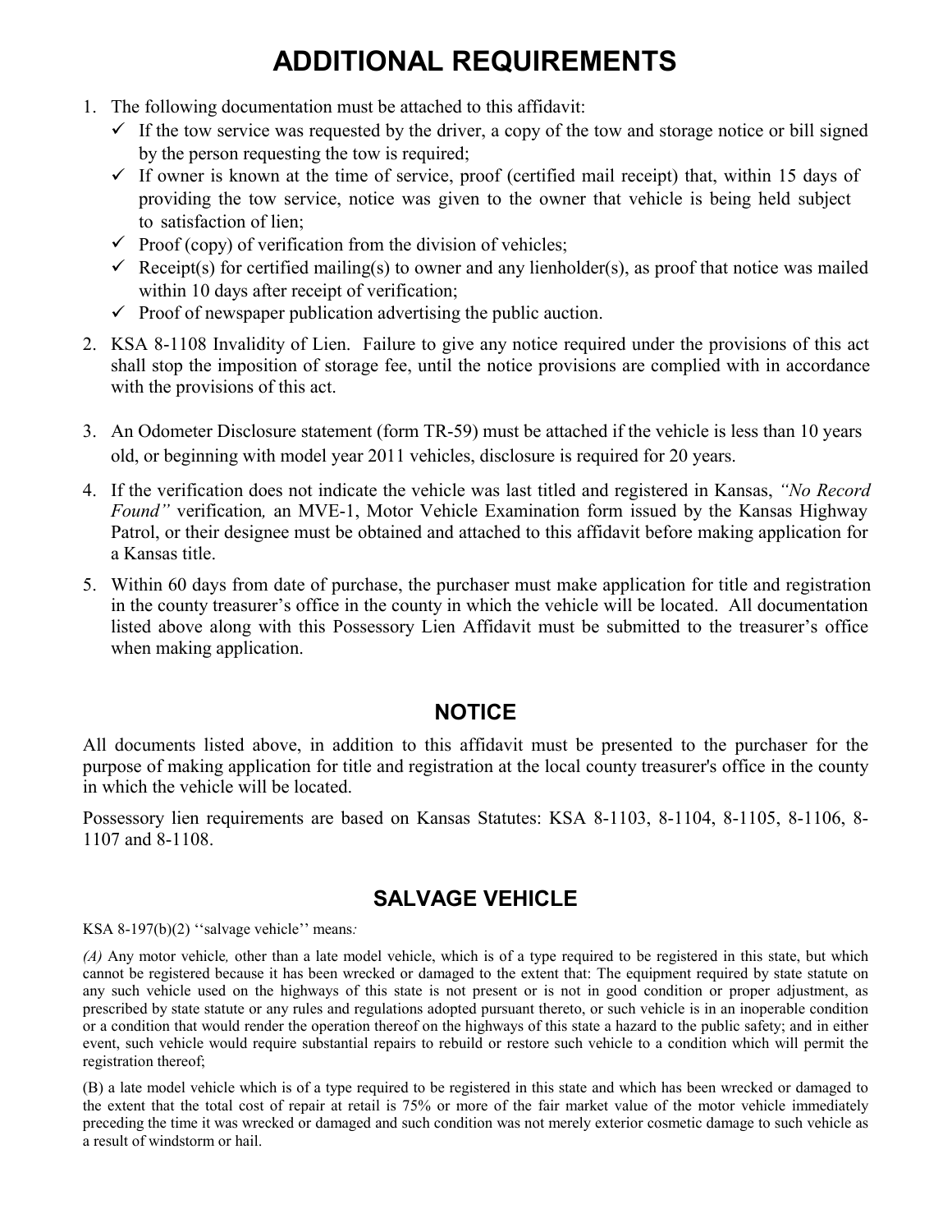# ADDITIONAL REQUIREMENTS

1. The following documentation must be attached to this affidavit:
   - ✓ If the tow service was requested by the driver, a copy of the tow and storage notice or bill signed by the person requesting the tow is required;
   - ✓ If owner is known at the time of service, proof (certified mail receipt) that, within 15 days of providing the tow service, notice was given to the owner that vehicle is being held subject to satisfaction of lien;
   - ✓ Proof (copy) of verification from the division of vehicles;
   - ✓ Receipt(s) for certified mailing(s) to owner and any lienholder(s), as proof that notice was mailed within 10 days after receipt of verification;
   - ✓ Proof of newspaper publication advertising the public auction.
2. KSA 8-1108 Invalidity of Lien. Failure to give any notice required under the provisions of this act shall stop the imposition of storage fee, until the notice provisions are complied with in accordance with the provisions of this act.
3. An Odometer Disclosure statement (form TR-59) must be attached if the vehicle is less than 10 years old, or beginning with model year 2011 vehicles, disclosure is required for 20 years.
4. If the verification does not indicate the vehicle was last titled and registered in Kansas, *"No Record Found"* verification*,* an MVE-1, Motor Vehicle Examination form issued by the Kansas Highway Patrol, or their designee must be obtained and attached to this affidavit before making application for a Kansas title.
5. Within 60 days from date of purchase, the purchaser must make application for title and registration in the county treasurer's office in the county in which the vehicle will be located. All documentation listed above along with this Possessory Lien Affidavit must be submitted to the treasurer's office when making application.

## NOTICE

All documents listed above, in addition to this affidavit must be presented to the purchaser for the purpose of making application for title and registration at the local county treasurer's office in the county in which the vehicle will be located.

Possessory lien requirements are based on Kansas Statutes: KSA 8-1103, 8-1104, 8-1105, 8-1106, 8-1107 and 8-1108.

## SALVAGE VEHICLE

KSA 8-197(b)(2) ''salvage vehicle'' means*:*

*(A)* Any motor vehicle*,* other than a late model vehicle, which is of a type required to be registered in this state, but which cannot be registered because it has been wrecked or damaged to the extent that: The equipment required by state statute on any such vehicle used on the highways of this state is not present or is not in good condition or proper adjustment, as prescribed by state statute or any rules and regulations adopted pursuant thereto, or such vehicle is in an inoperable condition or a condition that would render the operation thereof on the highways of this state a hazard to the public safety; and in either event, such vehicle would require substantial repairs to rebuild or restore such vehicle to a condition which will permit the registration thereof;

(B) a late model vehicle which is of a type required to be registered in this state and which has been wrecked or damaged to the extent that the total cost of repair at retail is 75% or more of the fair market value of the motor vehicle immediately preceding the time it was wrecked or damaged and such condition was not merely exterior cosmetic damage to such vehicle as a result of windstorm or hail.